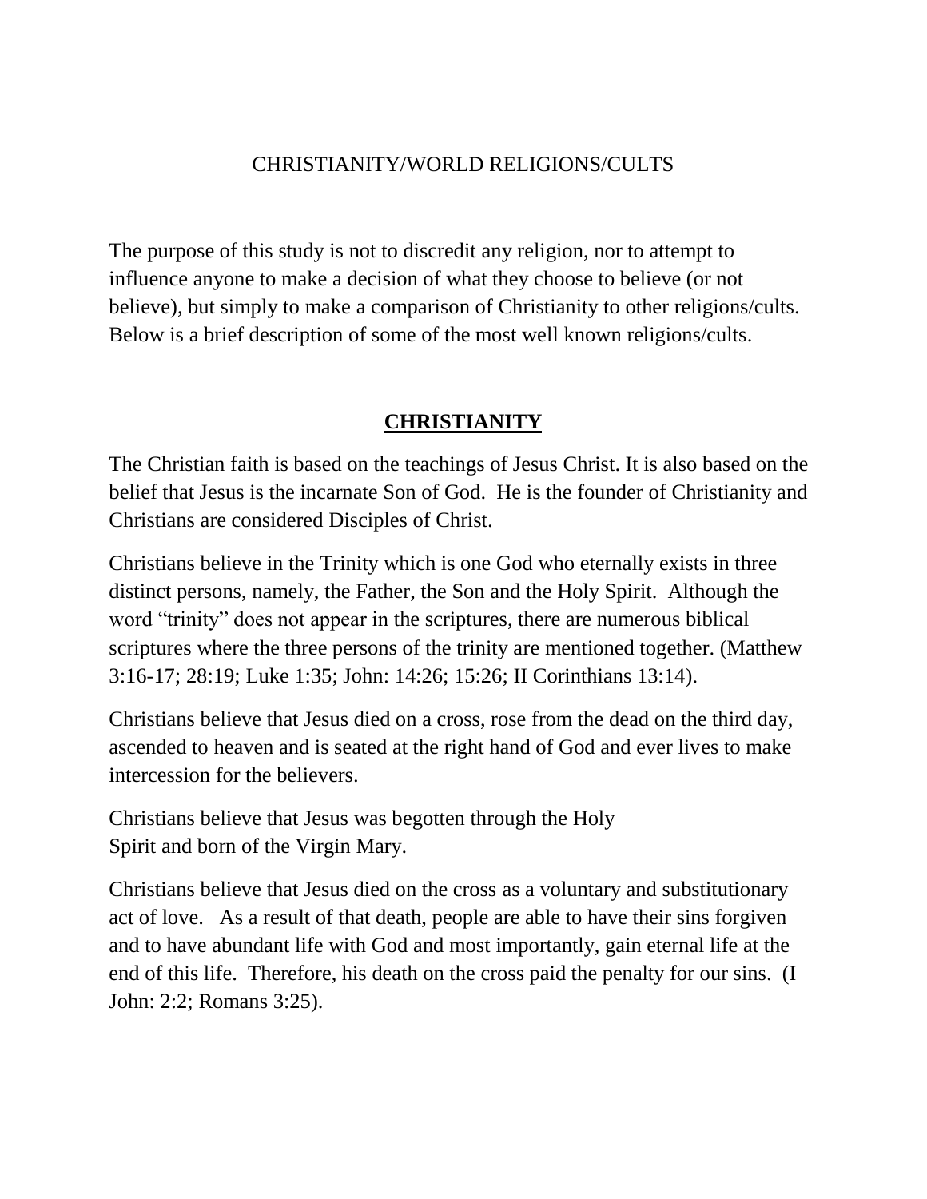# CHRISTIANITY/WORLD RELIGIONS/CULTS

The purpose of this study is not to discredit any religion, nor to attempt to influence anyone to make a decision of what they choose to believe (or not believe), but simply to make a comparison of Christianity to other religions/cults. Below is a brief description of some of the most well known religions/cults.

## **CHRISTIANITY**

The Christian faith is based on the teachings of Jesus Christ. It is also based on the belief that Jesus is the incarnate Son of God. He is the founder of Christianity and Christians are considered Disciples of Christ.

Christians believe in the Trinity which is one God who eternally exists in three distinct persons, namely, the Father, the Son and the Holy Spirit. Although the word "trinity" does not appear in the scriptures, there are numerous biblical scriptures where the three persons of the trinity are mentioned together. (Matthew 3:16-17; 28:19; Luke 1:35; John: 14:26; 15:26; II Corinthians 13:14).

Christians believe that Jesus died on a cross, rose from the dead on the third day, ascended to heaven and is seated at the right hand of God and ever lives to make intercession for the believers.

Christians believe that Jesus was begotten through the Holy Spirit and born of the Virgin Mary.

Christians believe that Jesus died on the cross as a voluntary and substitutionary act of love. As a result of that death, people are able to have their sins forgiven and to have abundant life with God and most importantly, gain eternal life at the end of this life. Therefore, his death on the cross paid the penalty for our sins. (I John: 2:2; Romans 3:25).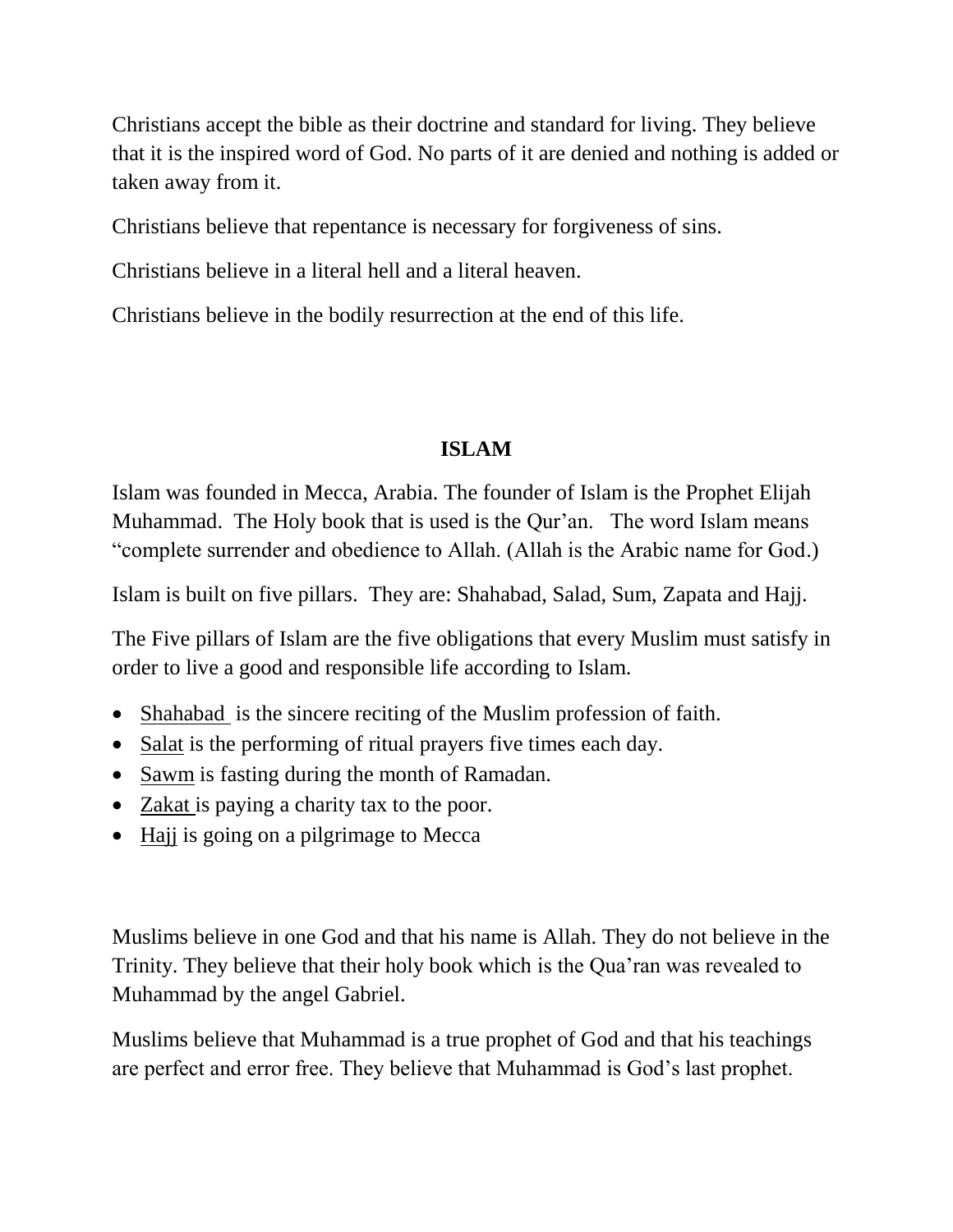Christians accept the bible as their doctrine and standard for living. They believe that it is the inspired word of God. No parts of it are denied and nothing is added or taken away from it.

Christians believe that repentance is necessary for forgiveness of sins.

Christians believe in a literal hell and a literal heaven.

Christians believe in the bodily resurrection at the end of this life.

**ISLAM**

Islam was founded in Mecca, Arabia. The founder of Islam is the Prophet Elijah Muhammad. The Holy book that is used is the Qur'an. The word Islam means "complete surrender and obedience to Allah. (Allah is the Arabic name for God.)

Islam is built on five pillars. They are: Shahabad, Salad, Sum, Zapata and Hajj.

The Five pillars of Islam are the five obligations that every Muslim must satisfy in order to live a good and responsible life according to Islam.

- Shahabad is the sincere reciting of the Muslim profession of faith.
- Salat is the performing of ritual prayers five times each day.
- Sawm is fasting during the month of Ramadan.
- Zakat is paying a charity tax to the poor.
- Hajj is going on a pilgrimage to Mecca

Muslims believe in one God and that his name is Allah. They do not believe in the Trinity. They believe that their holy book which is the Qua'ran was revealed to Muhammad by the angel Gabriel.

Muslims believe that Muhammad is a true prophet of God and that his teachings are perfect and error free. They believe that Muhammad is God's last prophet.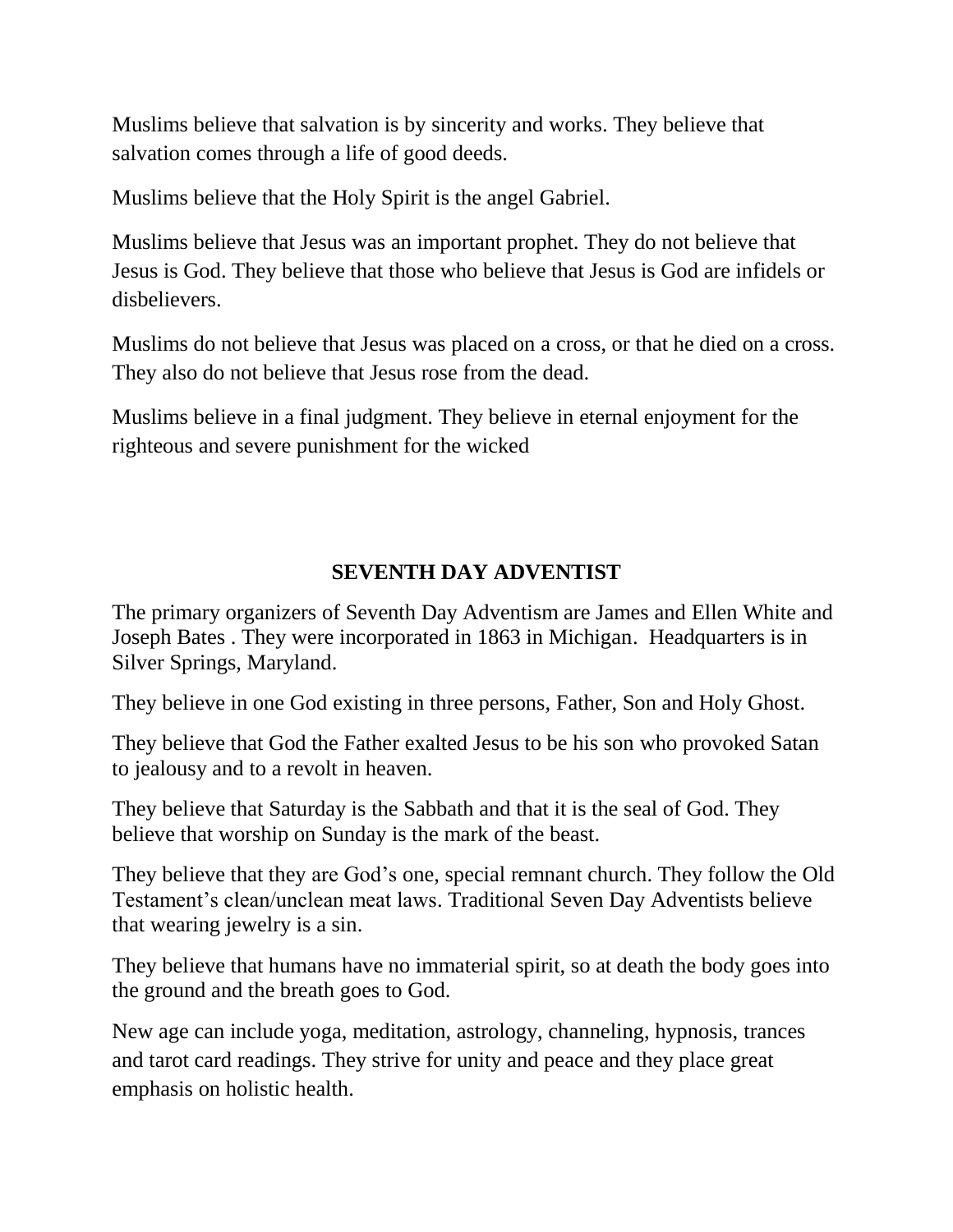Muslims believe that salvation is by sincerity and works. They believe that salvation comes through a life of good deeds.

Muslims believe that the Holy Spirit is the angel Gabriel.

Muslims believe that Jesus was an important prophet. They do not believe that Jesus is God. They believe that those who believe that Jesus is God are infidels or disbelievers.

Muslims do not believe that Jesus was placed on a cross, or that he died on a cross. They also do not believe that Jesus rose from the dead.

Muslims believe in a final judgment. They believe in eternal enjoyment for the righteous and severe punishment for the wicked

## SEVENTH DAY ADVENTIST

The primary organizers of Seventh Day Adventism are James and Ellen White and Joseph Bates . They were incorporated in 1863 in Michigan. Headquarters is in Silver Springs, Maryland.

They believe in one God existing in three persons, Father, Son and Holy Ghost.

They believe that God the Father exalted Jesus to be his son who provoked Satan to jealousy and to a revolt in heaven.

They believe that Saturday is the Sabbath and that it is the seal of God. They believe that worship on Sunday is the mark of the beast.

They believe that they are God's one, special remnant church. They follow the Old Testament's clean/unclean meat laws. Traditional Seven Day Adventists believe that wearing jewelry is a sin.

They believe that humans have no immaterial spirit, so at death the body goes into the ground and the breath goes to God.

New age can include yoga, meditation, astrology, channeling, hypnosis, trances and tarot card readings. They strive for unity and peace and they place great emphasis on holistic health.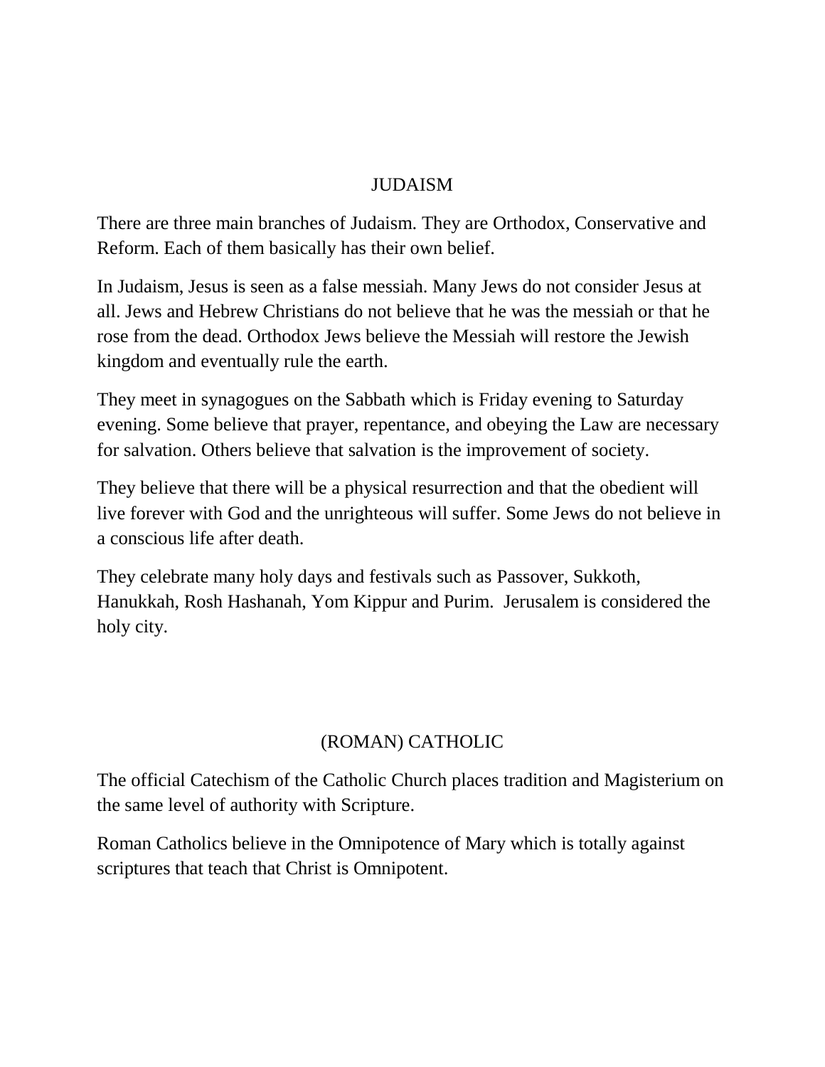## JUDAISM

There are three main branches of Judaism. They are Orthodox, Conservative and Reform. Each of them basically has their own belief.

In Judaism, Jesus is seen as a false messiah. Many Jews do not consider Jesus at all. Jews and Hebrew Christians do not believe that he was the messiah or that he rose from the dead. Orthodox Jews believe the Messiah will restore the Jewish kingdom and eventually rule the earth.

They meet in synagogues on the Sabbath which is Friday evening to Saturday evening. Some believe that prayer, repentance, and obeying the Law are necessary for salvation. Others believe that salvation is the improvement of society.

They believe that there will be a physical resurrection and that the obedient will live forever with God and the unrighteous will suffer. Some Jews do not believe in a conscious life after death.

They celebrate many holy days and festivals such as Passover, Sukkoth, Hanukkah, Rosh Hashanah, Yom Kippur and Purim. Jerusalem is considered the holy city.

## (ROMAN) CATHOLIC

The official Catechism of the Catholic Church places tradition and Magisterium on the same level of authority with Scripture.

Roman Catholics believe in the Omnipotence of Mary which is totally against scriptures that teach that Christ is Omnipotent.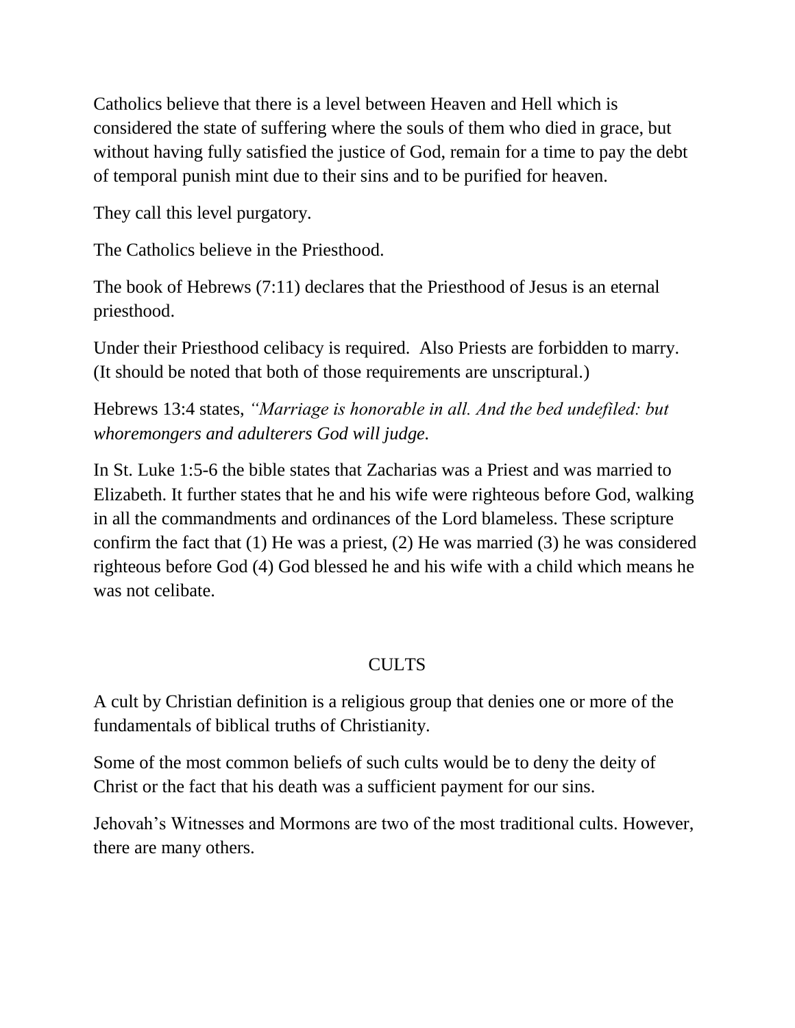Catholics believe that there is a level between Heaven and Hell which is considered the state of suffering where the souls of them who died in grace, but without having fully satisfied the justice of God, remain for a time to pay the debt of temporal punish mint due to their sins and to be purified for heaven.

They call this level purgatory.

The Catholics believe in the Priesthood.

The book of Hebrews (7:11) declares that the Priesthood of Jesus is an eternal priesthood.

Under their Priesthood celibacy is required. Also Priests are forbidden to marry. (It should be noted that both of those requirements are unscriptural.)

Hebrews 13:4 states, *"Marriage is honorable in all. And the bed undefiled: but whoremongers and adulterers God will judge.*

In St. Luke 1:5-6 the bible states that Zacharias was a Priest and was married to Elizabeth. It further states that he and his wife were righteous before God, walking in all the commandments and ordinances of the Lord blameless. These scripture confirm the fact that (1) He was a priest, (2) He was married (3) he was considered righteous before God (4) God blessed he and his wife with a child which means he was not celibate.

## CULTS

A cult by Christian definition is a religious group that denies one or more of the fundamentals of biblical truths of Christianity.

Some of the most common beliefs of such cults would be to deny the deity of Christ or the fact that his death was a sufficient payment for our sins.

Jehovah's Witnesses and Mormons are two of the most traditional cults. However, there are many others.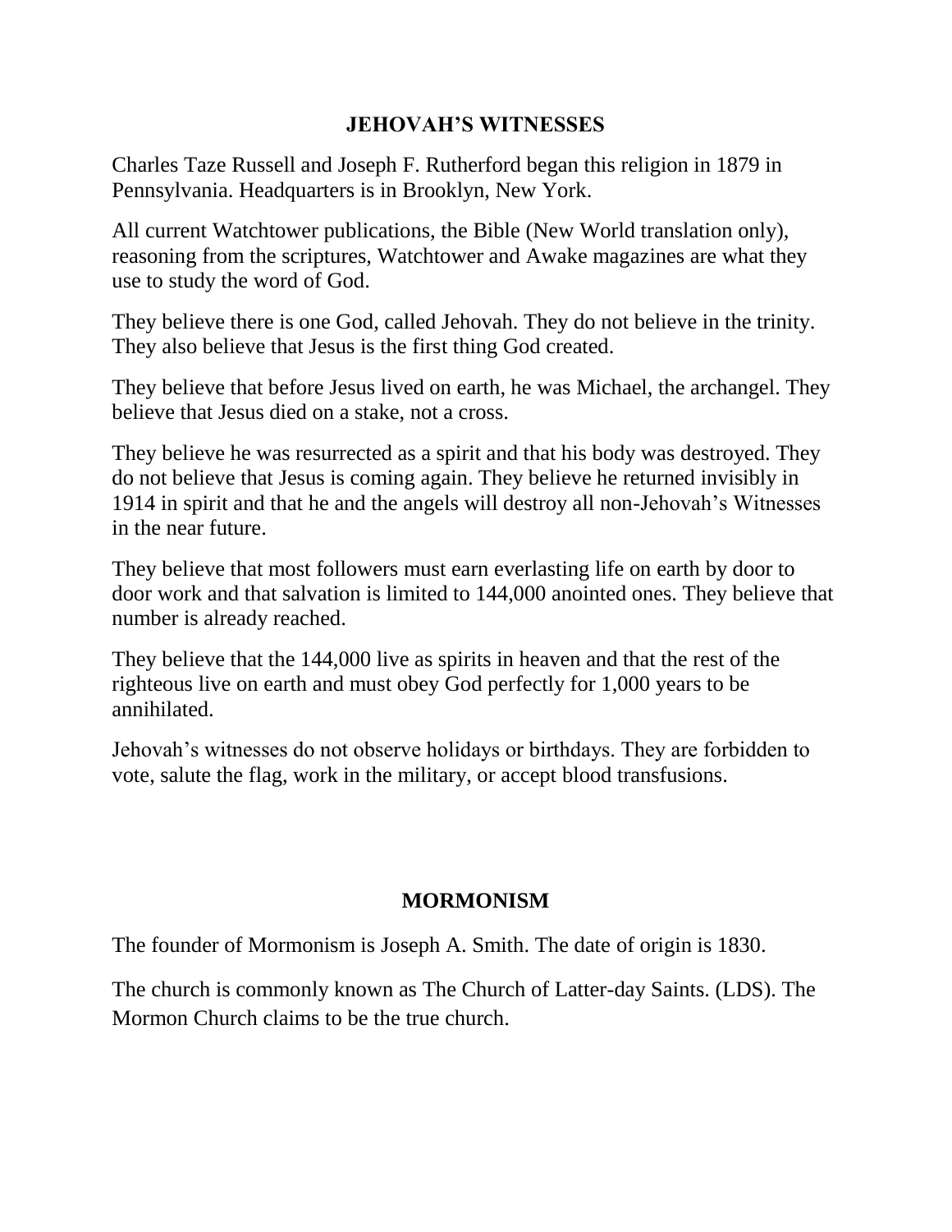## JEHOVAH'S WITNESSES

Charles Taze Russell and Joseph F. Rutherford began this religion in 1879 in Pennsylvania. Headquarters is in Brooklyn, New York.

All current Watchtower publications, the Bible (New World translation only), reasoning from the scriptures, Watchtower and Awake magazines are what they use to study the word of God.

They believe there is one God, called Jehovah. They do not believe in the trinity. They also believe that Jesus is the first thing God created.

They believe that before Jesus lived on earth, he was Michael, the archangel. They believe that Jesus died on a stake, not a cross.

They believe he was resurrected as a spirit and that his body was destroyed. They do not believe that Jesus is coming again. They believe he returned invisibly in 1914 in spirit and that he and the angels will destroy all non-Jehovah's Witnesses in the near future.

They believe that most followers must earn everlasting life on earth by door to door work and that salvation is limited to 144,000 anointed ones. They believe that number is already reached.

They believe that the 144,000 live as spirits in heaven and that the rest of the righteous live on earth and must obey God perfectly for 1,000 years to be annihilated.

Jehovah's witnesses do not observe holidays or birthdays. They are forbidden to vote, salute the flag, work in the military, or accept blood transfusions.

## MORMONISM

The founder of Mormonism is Joseph A. Smith. The date of origin is 1830.

The church is commonly known as The Church of Latter-day Saints. (LDS). The Mormon Church claims to be the true church.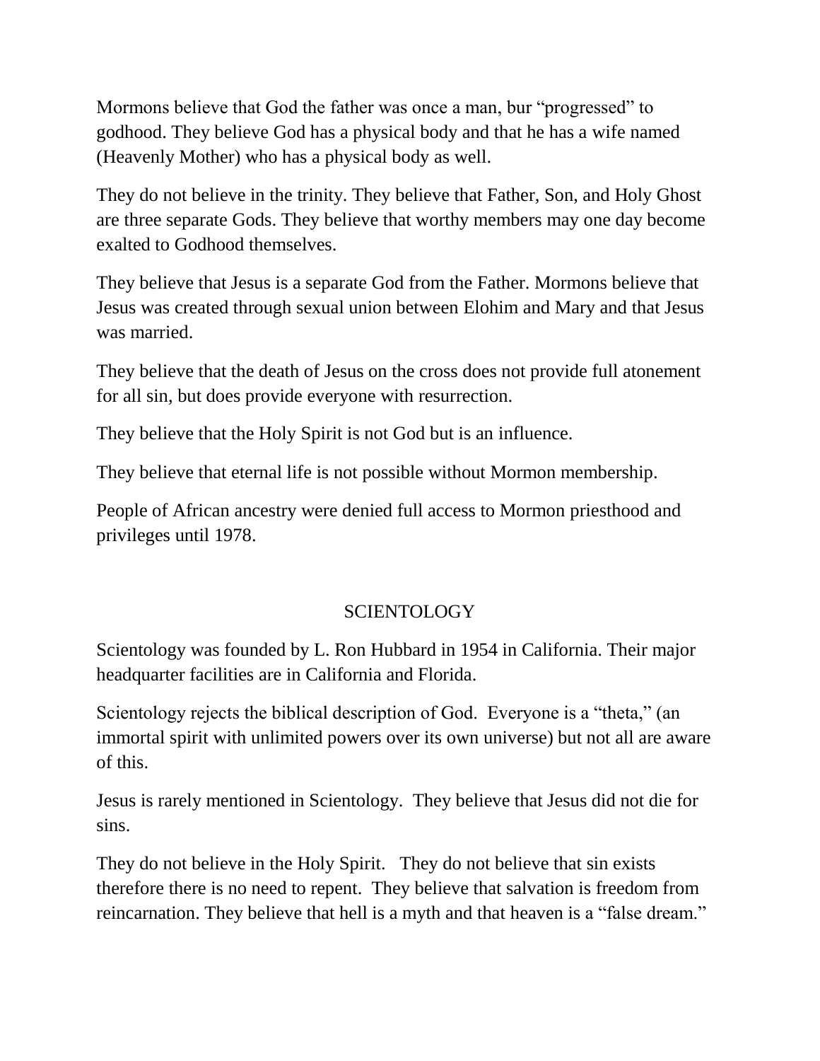Mormons believe that God the father was once a man, bur "progressed" to godhood. They believe God has a physical body and that he has a wife named (Heavenly Mother) who has a physical body as well.

They do not believe in the trinity. They believe that Father, Son, and Holy Ghost are three separate Gods. They believe that worthy members may one day become exalted to Godhood themselves.

They believe that Jesus is a separate God from the Father. Mormons believe that Jesus was created through sexual union between Elohim and Mary and that Jesus was married.

They believe that the death of Jesus on the cross does not provide full atonement for all sin, but does provide everyone with resurrection.

They believe that the Holy Spirit is not God but is an influence.

They believe that eternal life is not possible without Mormon membership.

People of African ancestry were denied full access to Mormon priesthood and privileges until 1978.

## SCIENTOLOGY

Scientology was founded by L. Ron Hubbard in 1954 in California. Their major headquarter facilities are in California and Florida.

Scientology rejects the biblical description of God. Everyone is a "theta," (an immortal spirit with unlimited powers over its own universe) but not all are aware of this.

Jesus is rarely mentioned in Scientology. They believe that Jesus did not die for sins.

They do not believe in the Holy Spirit. They do not believe that sin exists therefore there is no need to repent. They believe that salvation is freedom from reincarnation. They believe that hell is a myth and that heaven is a "false dream."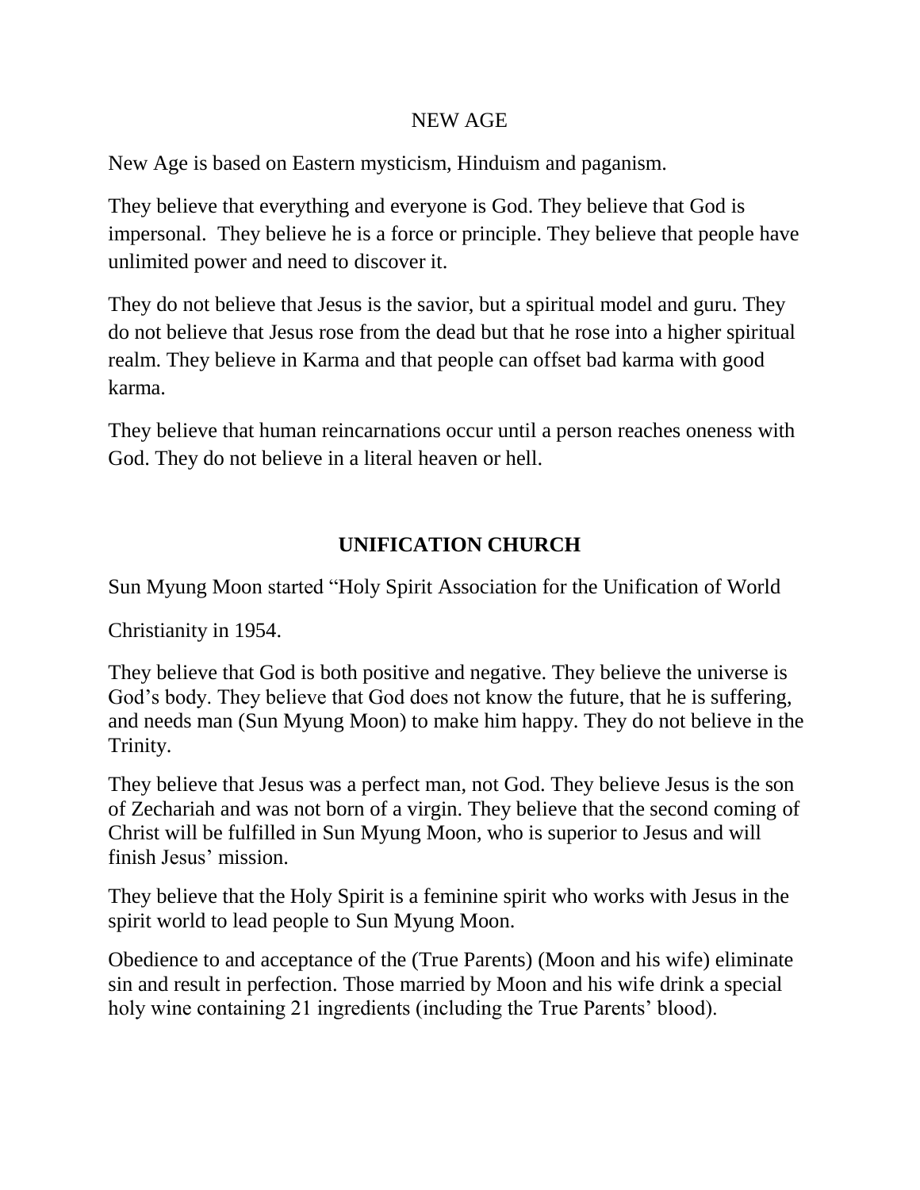## NEW AGE

New Age is based on Eastern mysticism, Hinduism and paganism.

They believe that everything and everyone is God. They believe that God is impersonal. They believe he is a force or principle. They believe that people have unlimited power and need to discover it.

They do not believe that Jesus is the savior, but a spiritual model and guru. They do not believe that Jesus rose from the dead but that he rose into a higher spiritual realm. They believe in Karma and that people can offset bad karma with good karma.

They believe that human reincarnations occur until a person reaches oneness with God. They do not believe in a literal heaven or hell.

## UNIFICATION CHURCH

Sun Myung Moon started "Holy Spirit Association for the Unification of World

Christianity in 1954.

They believe that God is both positive and negative. They believe the universe is God's body. They believe that God does not know the future, that he is suffering, and needs man (Sun Myung Moon) to make him happy. They do not believe in the Trinity.

They believe that Jesus was a perfect man, not God. They believe Jesus is the son of Zechariah and was not born of a virgin. They believe that the second coming of Christ will be fulfilled in Sun Myung Moon, who is superior to Jesus and will finish Jesus' mission.

They believe that the Holy Spirit is a feminine spirit who works with Jesus in the spirit world to lead people to Sun Myung Moon.

Obedience to and acceptance of the (True Parents) (Moon and his wife) eliminate sin and result in perfection. Those married by Moon and his wife drink a special holy wine containing 21 ingredients (including the True Parents' blood).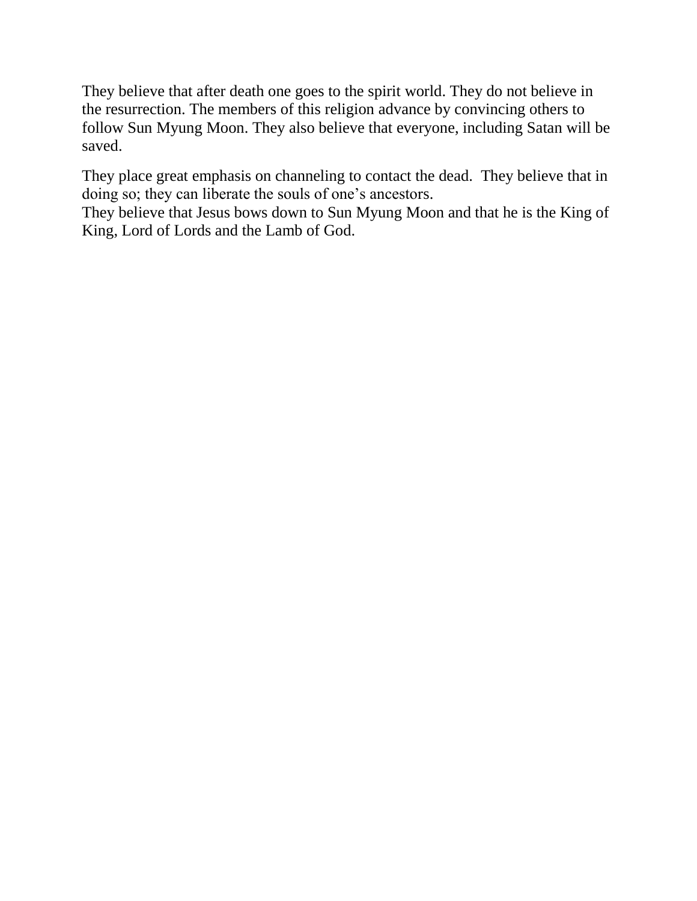They believe that after death one goes to the spirit world. They do not believe in the resurrection. The members of this religion advance by convincing others to follow Sun Myung Moon. They also believe that everyone, including Satan will be saved.

They place great emphasis on channeling to contact the dead. They believe that in doing so; they can liberate the souls of one's ancestors.
They believe that Jesus bows down to Sun Myung Moon and that he is the King of King, Lord of Lords and the Lamb of God.